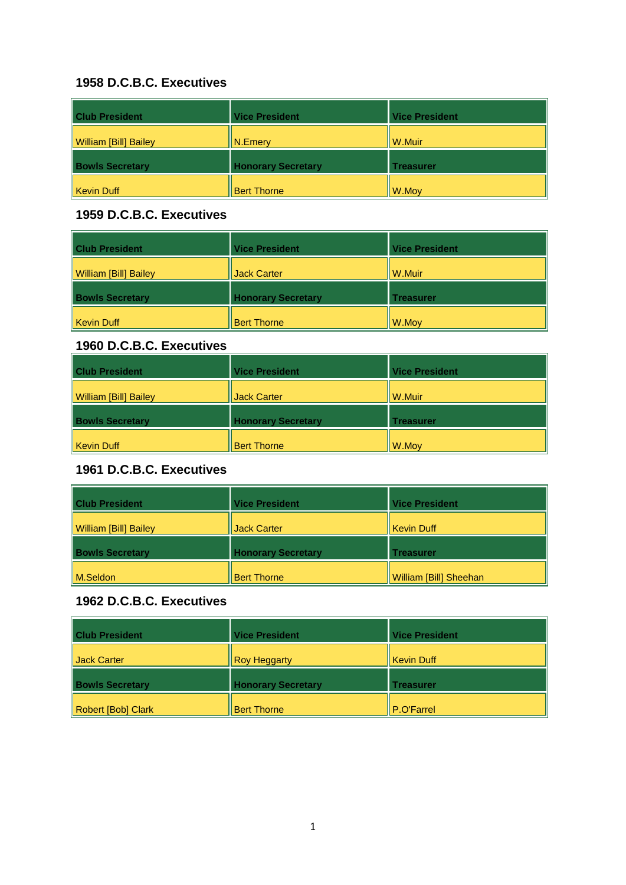### 1958 D.C.B.C. Executives

| Club President | Vice President | Vice President |
|---|---|---|
| William [Bill] Bailey | N.Emery | W.Muir |
| **Bowls Secretary** | **Honorary Secretary** | **Treasurer** |
| Kevin Duff | Bert Thorne | W.Moy |

### 1959 D.C.B.C. Executives

| Club President | Vice President | Vice President |
|---|---|---|
| William [Bill] Bailey | Jack Carter | W.Muir |
| **Bowls Secretary** | **Honorary Secretary** | **Treasurer** |
| Kevin Duff | Bert Thorne | W.Moy |

### 1960 D.C.B.C. Executives

| Club President | Vice President | Vice President |
|---|---|---|
| William [Bill] Bailey | Jack Carter | W.Muir |
| **Bowls Secretary** | **Honorary Secretary** | **Treasurer** |
| Kevin Duff | Bert Thorne | W.Moy |

### 1961 D.C.B.C. Executives

| Club President | Vice President | Vice President |
|---|---|---|
| William [Bill] Bailey | Jack Carter | Kevin Duff |
| **Bowls Secretary** | **Honorary Secretary** | **Treasurer** |
| M.Seldon | Bert Thorne | William [Bill] Sheehan |

### 1962 D.C.B.C. Executives

| Club President | Vice President | Vice President |
|---|---|---|
| Jack Carter | Roy Heggarty | Kevin Duff |
| **Bowls Secretary** | **Honorary Secretary** | **Treasurer** |
| Robert [Bob] Clark | Bert Thorne | P.O'Farrel |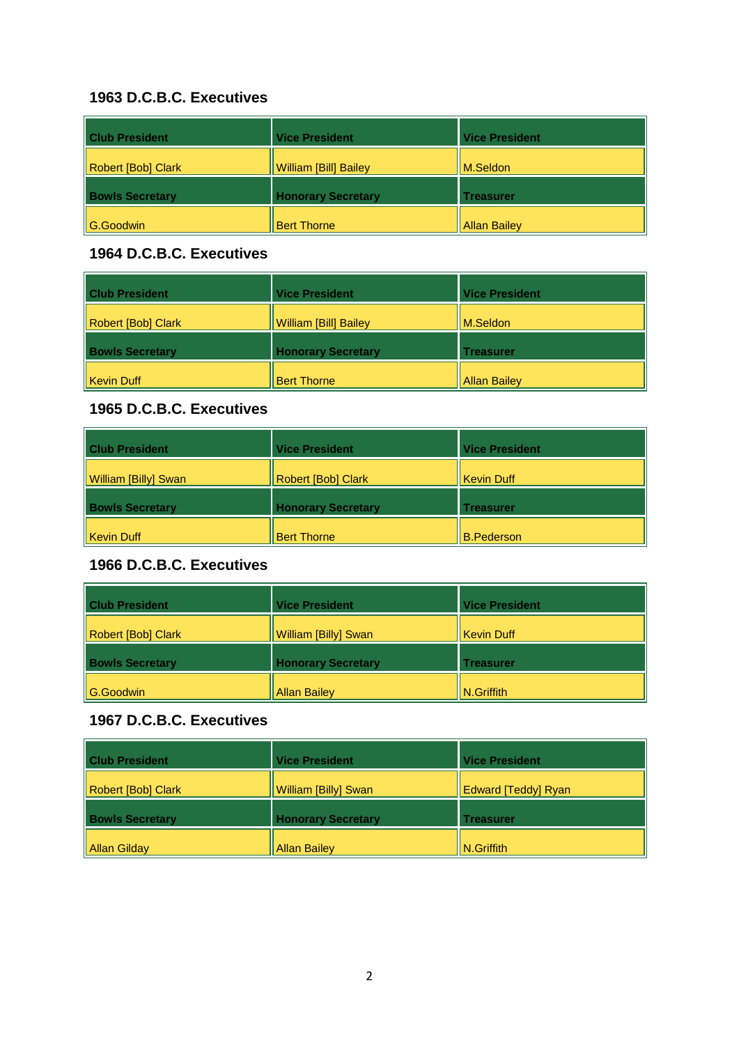### 1963 D.C.B.C. Executives

| Club President | Vice President | Vice President |
|---|---|---|
| Robert [Bob] Clark | William [Bill] Bailey | M.Seldon |
| **Bowls Secretary** | **Honorary Secretary** | **Treasurer** |
| G.Goodwin | Bert Thorne | Allan Bailey |

### 1964 D.C.B.C. Executives

| Club President | Vice President | Vice President |
|---|---|---|
| Robert [Bob] Clark | William [Bill] Bailey | M.Seldon |
| **Bowls Secretary** | **Honorary Secretary** | **Treasurer** |
| Kevin Duff | Bert Thorne | Allan Bailey |

### 1965 D.C.B.C. Executives

| Club President | Vice President | Vice President |
|---|---|---|
| William [Billy] Swan | Robert [Bob] Clark | Kevin Duff |
| **Bowls Secretary** | **Honorary Secretary** | **Treasurer** |
| Kevin Duff | Bert Thorne | B.Pederson |

### 1966 D.C.B.C. Executives

| Club President | Vice President | Vice President |
|---|---|---|
| Robert [Bob] Clark | William [Billy] Swan | Kevin Duff |
| **Bowls Secretary** | **Honorary Secretary** | **Treasurer** |
| G.Goodwin | Allan Bailey | N.Griffith |

### 1967 D.C.B.C. Executives

| Club President | Vice President | Vice President |
|---|---|---|
| Robert [Bob] Clark | William [Billy] Swan | Edward [Teddy] Ryan |
| **Bowls Secretary** | **Honorary Secretary** | **Treasurer** |
| Allan Gilday | Allan Bailey | N.Griffith |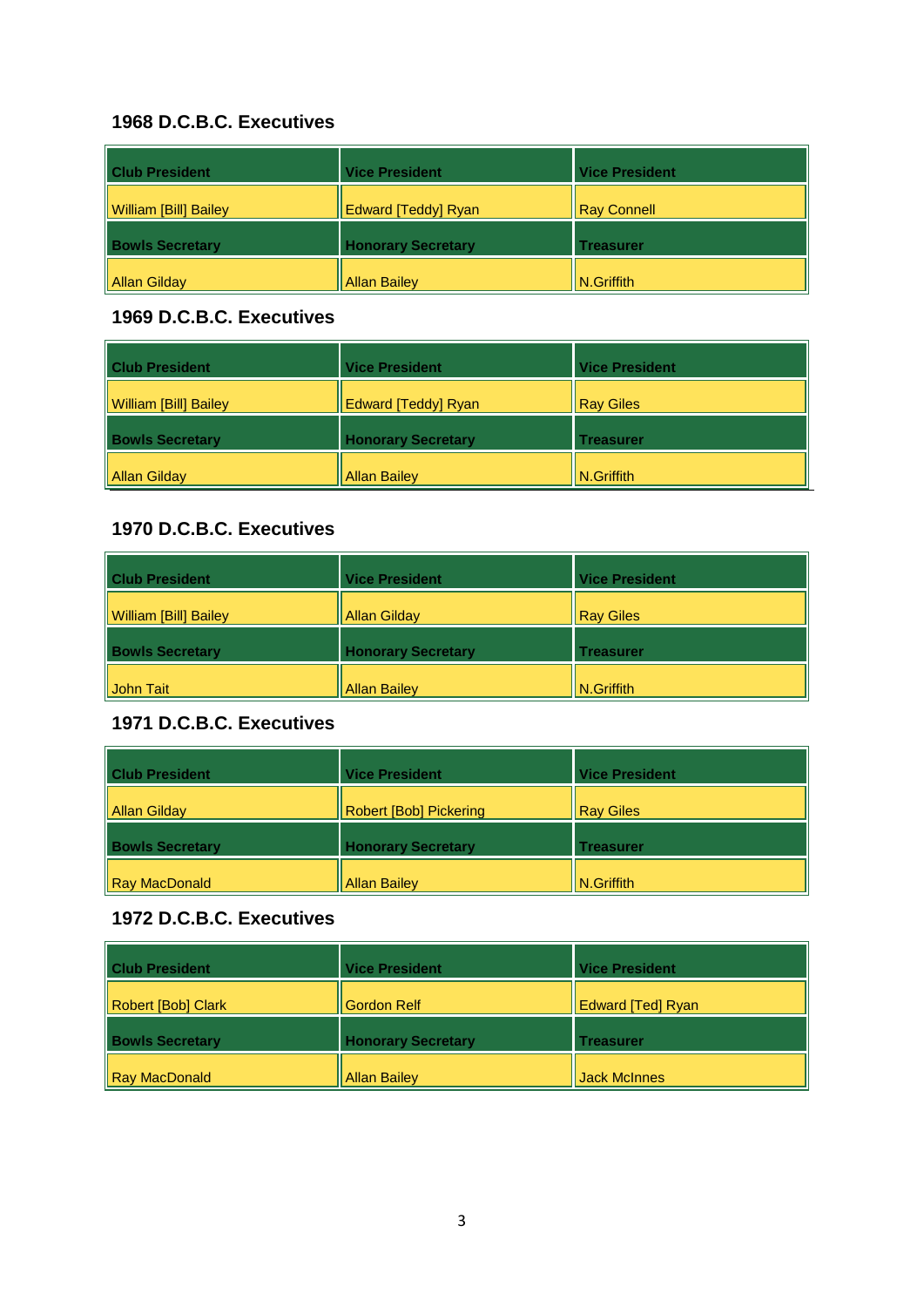### 1968 D.C.B.C. Executives

| Club President | Vice President | Vice President |
|---|---|---|
| William [Bill] Bailey | Edward [Teddy] Ryan | Ray Connell |
| **Bowls Secretary** | **Honorary Secretary** | **Treasurer** |
| Allan Gilday | Allan Bailey | N.Griffith |

### 1969 D.C.B.C. Executives

| Club President | Vice President | Vice President |
|---|---|---|
| William [Bill] Bailey | Edward [Teddy] Ryan | Ray Giles |
| **Bowls Secretary** | **Honorary Secretary** | **Treasurer** |
| Allan Gilday | Allan Bailey | N.Griffith |

### 1970 D.C.B.C. Executives

| Club President | Vice President | Vice President |
|---|---|---|
| William [Bill] Bailey | Allan Gilday | Ray Giles |
| **Bowls Secretary** | **Honorary Secretary** | **Treasurer** |
| John Tait | Allan Bailey | N.Griffith |

### 1971 D.C.B.C. Executives

| Club President | Vice President | Vice President |
|---|---|---|
| Allan Gilday | Robert [Bob] Pickering | Ray Giles |
| **Bowls Secretary** | **Honorary Secretary** | **Treasurer** |
| Ray MacDonald | Allan Bailey | N.Griffith |

### 1972 D.C.B.C. Executives

| Club President | Vice President | Vice President |
|---|---|---|
| Robert [Bob] Clark | Gordon Relf | Edward [Ted] Ryan |
| **Bowls Secretary** | **Honorary Secretary** | **Treasurer** |
| Ray MacDonald | Allan Bailey | Jack McInnes |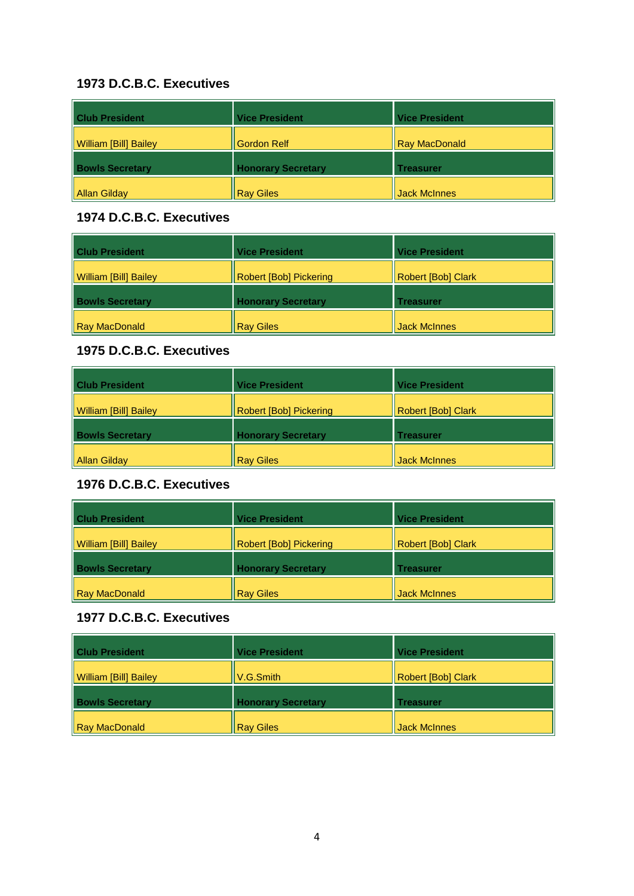### 1973 D.C.B.C. Executives

| Club President | Vice President | Vice President |
|---|---|---|
| William [Bill] Bailey | Gordon Relf | Ray MacDonald |
| **Bowls Secretary** | **Honorary Secretary** | **Treasurer** |
| Allan Gilday | Ray Giles | Jack McInnes |

### 1974 D.C.B.C. Executives

| Club President | Vice President | Vice President |
|---|---|---|
| William [Bill] Bailey | Robert [Bob] Pickering | Robert [Bob] Clark |
| **Bowls Secretary** | **Honorary Secretary** | **Treasurer** |
| Ray MacDonald | Ray Giles | Jack McInnes |

### 1975 D.C.B.C. Executives

| Club President | Vice President | Vice President |
|---|---|---|
| William [Bill] Bailey | Robert [Bob] Pickering | Robert [Bob] Clark |
| **Bowls Secretary** | **Honorary Secretary** | **Treasurer** |
| Allan Gilday | Ray Giles | Jack McInnes |

### 1976 D.C.B.C. Executives

| Club President | Vice President | Vice President |
|---|---|---|
| William [Bill] Bailey | Robert [Bob] Pickering | Robert [Bob] Clark |
| **Bowls Secretary** | **Honorary Secretary** | **Treasurer** |
| Ray MacDonald | Ray Giles | Jack McInnes |

### 1977 D.C.B.C. Executives

| Club President | Vice President | Vice President |
|---|---|---|
| William [Bill] Bailey | V.G.Smith | Robert [Bob] Clark |
| **Bowls Secretary** | **Honorary Secretary** | **Treasurer** |
| Ray MacDonald | Ray Giles | Jack McInnes |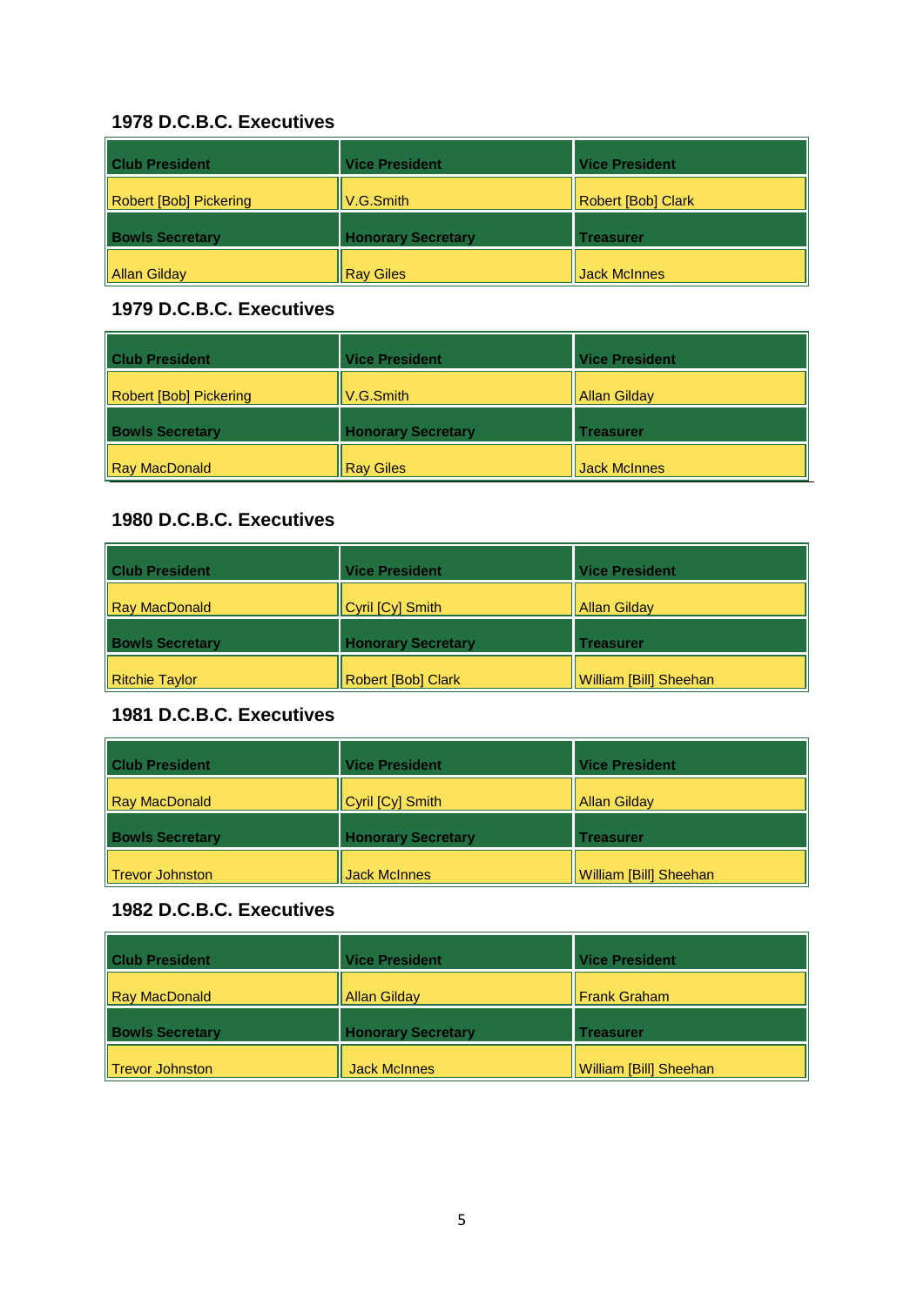### 1978 D.C.B.C. Executives

| Club President | Vice President | Vice President |
|---|---|---|
| Robert [Bob] Pickering | V.G.Smith | Robert [Bob] Clark |
| **Bowls Secretary** | **Honorary Secretary** | **Treasurer** |
| Allan Gilday | Ray Giles | Jack McInnes |

### 1979 D.C.B.C. Executives

| Club President | Vice President | Vice President |
|---|---|---|
| Robert [Bob] Pickering | V.G.Smith | Allan Gilday |
| **Bowls Secretary** | **Honorary Secretary** | **Treasurer** |
| Ray MacDonald | Ray Giles | Jack McInnes |

### 1980 D.C.B.C. Executives

| Club President | Vice President | Vice President |
|---|---|---|
| Ray MacDonald | Cyril [Cy] Smith | Allan Gilday |
| **Bowls Secretary** | **Honorary Secretary** | **Treasurer** |
| Ritchie Taylor | Robert [Bob] Clark | William [Bill] Sheehan |

### 1981 D.C.B.C. Executives

| Club President | Vice President | Vice President |
|---|---|---|
| Ray MacDonald | Cyril [Cy] Smith | Allan Gilday |
| **Bowls Secretary** | **Honorary Secretary** | **Treasurer** |
| Trevor Johnston | Jack McInnes | William [Bill] Sheehan |

### 1982 D.C.B.C. Executives

| Club President | Vice President | Vice President |
|---|---|---|
| Ray MacDonald | Allan Gilday | Frank Graham |
| **Bowls Secretary** | **Honorary Secretary** | **Treasurer** |
| Trevor Johnston | Jack McInnes | William [Bill] Sheehan |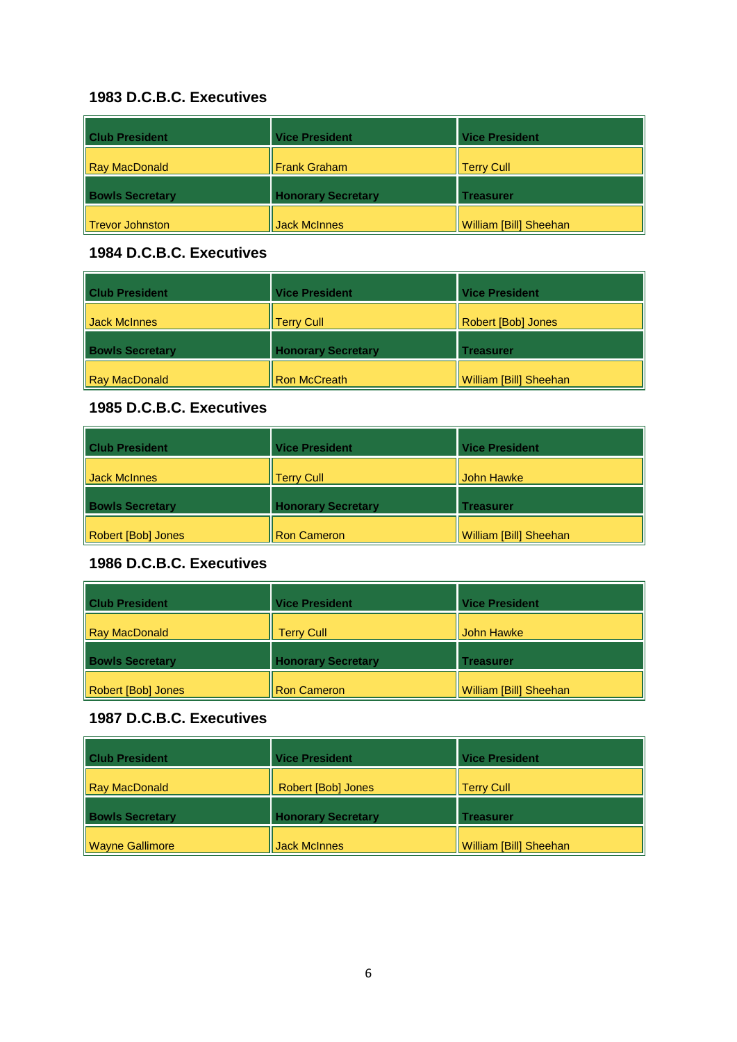### 1983 D.C.B.C. Executives

| Club President | Vice President | Vice President |
|---|---|---|
| Ray MacDonald | Frank Graham | Terry Cull |
| **Bowls Secretary** | **Honorary Secretary** | **Treasurer** |
| Trevor Johnston | Jack McInnes | William [Bill] Sheehan |

### 1984 D.C.B.C. Executives

| Club President | Vice President | Vice President |
|---|---|---|
| Jack McInnes | Terry Cull | Robert [Bob] Jones |
| **Bowls Secretary** | **Honorary Secretary** | **Treasurer** |
| Ray MacDonald | Ron McCreath | William [Bill] Sheehan |

### 1985 D.C.B.C. Executives

| Club President | Vice President | Vice President |
|---|---|---|
| Jack McInnes | Terry Cull | John Hawke |
| **Bowls Secretary** | **Honorary Secretary** | **Treasurer** |
| Robert [Bob] Jones | Ron Cameron | William [Bill] Sheehan |

### 1986 D.C.B.C. Executives

| Club President | Vice President | Vice President |
|---|---|---|
| Ray MacDonald | Terry Cull | John Hawke |
| **Bowls Secretary** | **Honorary Secretary** | **Treasurer** |
| Robert [Bob] Jones | Ron Cameron | William [Bill] Sheehan |

### 1987 D.C.B.C. Executives

| Club President | Vice President | Vice President |
|---|---|---|
| Ray MacDonald | Robert [Bob] Jones | Terry Cull |
| **Bowls Secretary** | **Honorary Secretary** | **Treasurer** |
| Wayne Gallimore | Jack McInnes | William [Bill] Sheehan |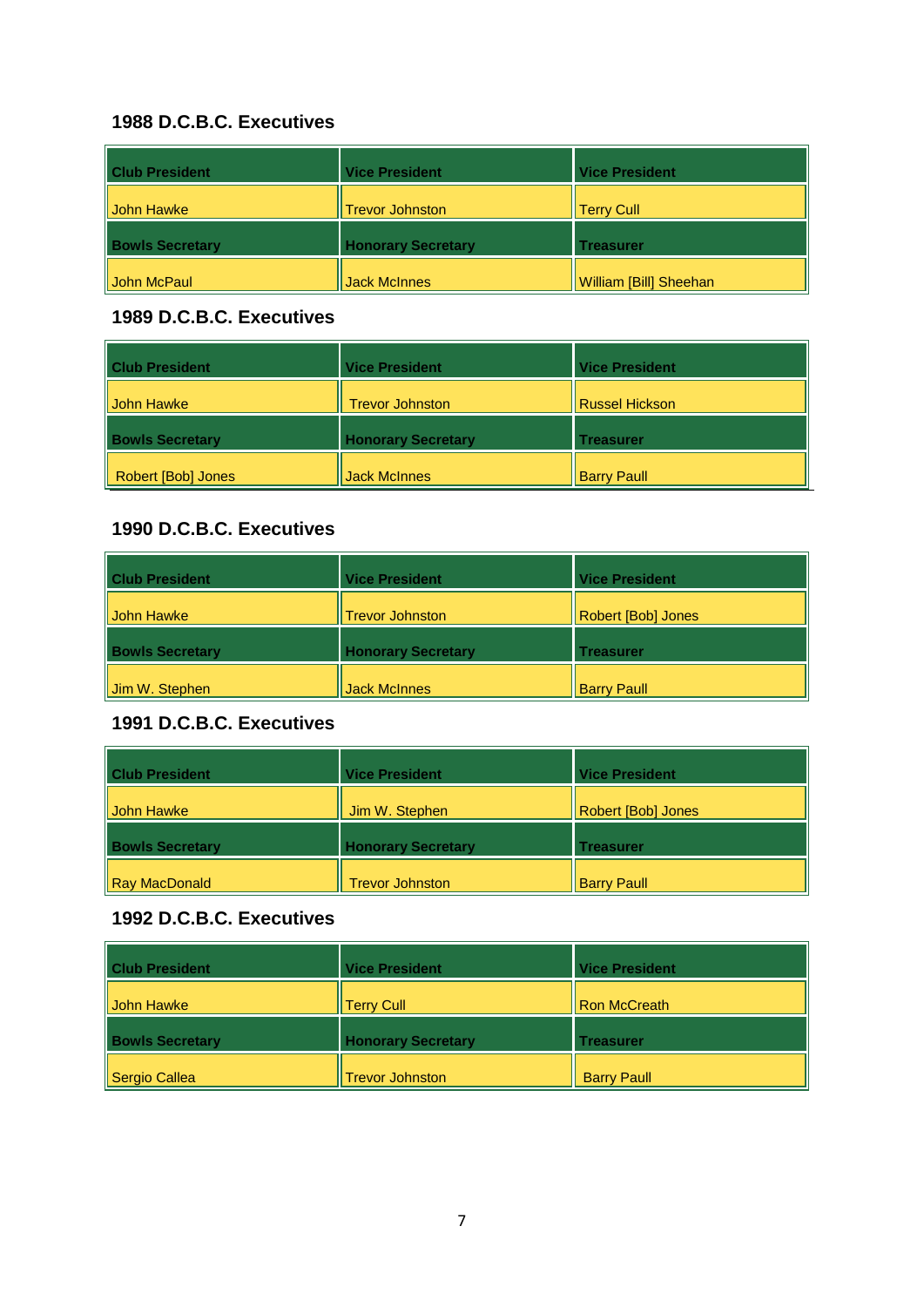### 1988 D.C.B.C. Executives

| Club President | Vice President | Vice President |
| --- | --- | --- |
| John Hawke | Trevor Johnston | Terry Cull |
| **Bowls Secretary** | **Honorary Secretary** | **Treasurer** |
| John McPaul | Jack McInnes | William [Bill] Sheehan |

### 1989 D.C.B.C. Executives

| Club President | Vice President | Vice President |
| --- | --- | --- |
| John Hawke | Trevor Johnston | Russel Hickson |
| **Bowls Secretary** | **Honorary Secretary** | **Treasurer** |
| Robert [Bob] Jones | Jack McInnes | Barry Paull |

### 1990 D.C.B.C. Executives

| Club President | Vice President | Vice President |
| --- | --- | --- |
| John Hawke | Trevor Johnston | Robert [Bob] Jones |
| **Bowls Secretary** | **Honorary Secretary** | **Treasurer** |
| Jim W. Stephen | Jack McInnes | Barry Paull |

### 1991 D.C.B.C. Executives

| Club President | Vice President | Vice President |
| --- | --- | --- |
| John Hawke | Jim W. Stephen | Robert [Bob] Jones |
| **Bowls Secretary** | **Honorary Secretary** | **Treasurer** |
| Ray MacDonald | Trevor Johnston | Barry Paull |

### 1992 D.C.B.C. Executives

| Club President | Vice President | Vice President |
| --- | --- | --- |
| John Hawke | Terry Cull | Ron McCreath |
| **Bowls Secretary** | **Honorary Secretary** | **Treasurer** |
| Sergio Callea | Trevor Johnston | Barry Paull |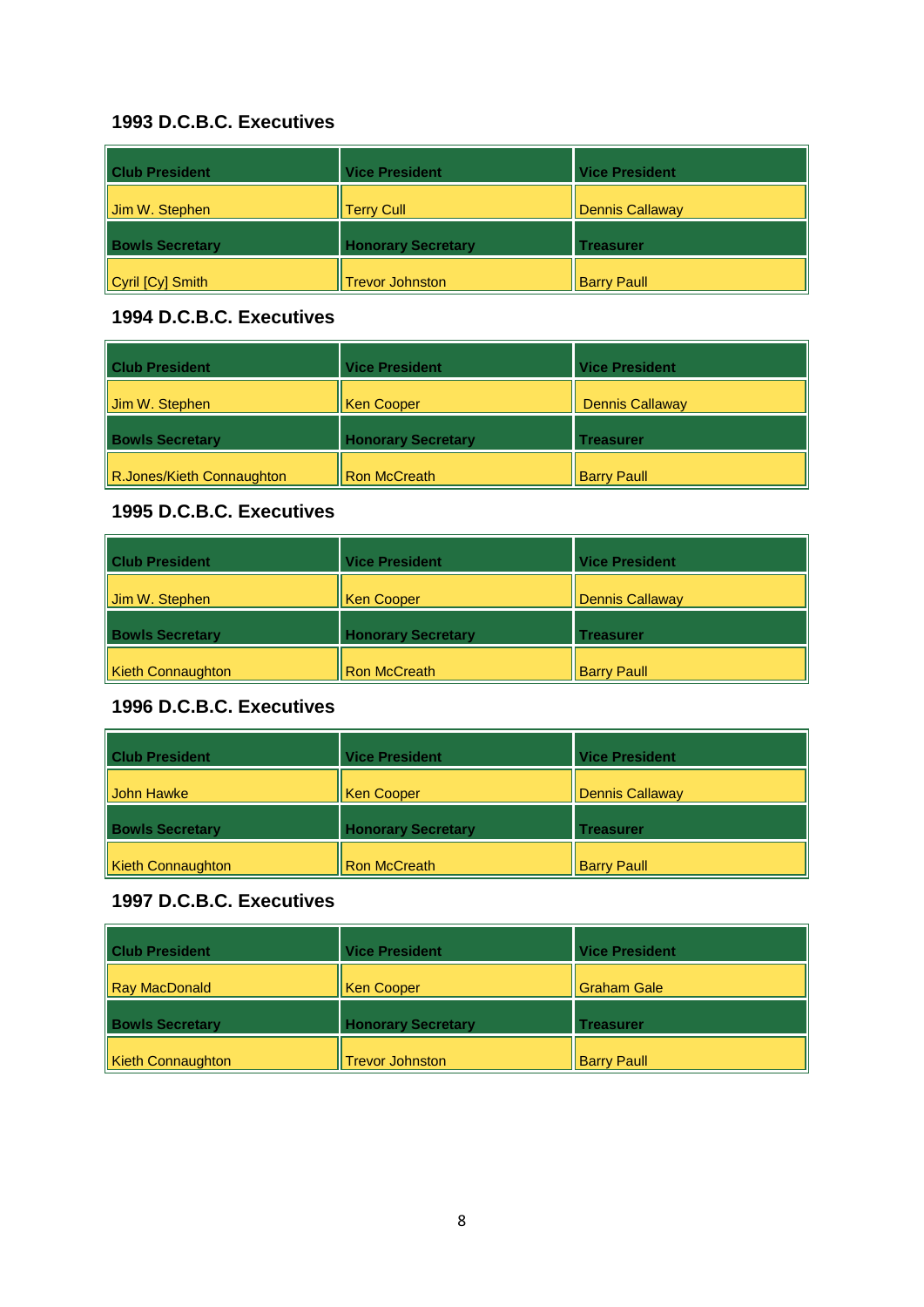### 1993 D.C.B.C. Executives

| Club President | Vice President | Vice President |
|---|---|---|
| Jim W. Stephen | Terry Cull | Dennis Callaway |
| **Bowls Secretary** | **Honorary Secretary** | **Treasurer** |
| Cyril [Cy] Smith | Trevor Johnston | Barry Paull |

### 1994 D.C.B.C. Executives

| Club President | Vice President | Vice President |
|---|---|---|
| Jim W. Stephen | Ken Cooper | Dennis Callaway |
| **Bowls Secretary** | **Honorary Secretary** | **Treasurer** |
| R.Jones/Kieth Connaughton | Ron McCreath | Barry Paull |

### 1995 D.C.B.C. Executives

| Club President | Vice President | Vice President |
|---|---|---|
| Jim W. Stephen | Ken Cooper | Dennis Callaway |
| **Bowls Secretary** | **Honorary Secretary** | **Treasurer** |
| Kieth Connaughton | Ron McCreath | Barry Paull |

### 1996 D.C.B.C. Executives

| Club President | Vice President | Vice President |
|---|---|---|
| John Hawke | Ken Cooper | Dennis Callaway |
| **Bowls Secretary** | **Honorary Secretary** | **Treasurer** |
| Kieth Connaughton | Ron McCreath | Barry Paull |

### 1997 D.C.B.C. Executives

| Club President | Vice President | Vice President |
|---|---|---|
| Ray MacDonald | Ken Cooper | Graham Gale |
| **Bowls Secretary** | **Honorary Secretary** | **Treasurer** |
| Kieth Connaughton | Trevor Johnston | Barry Paull |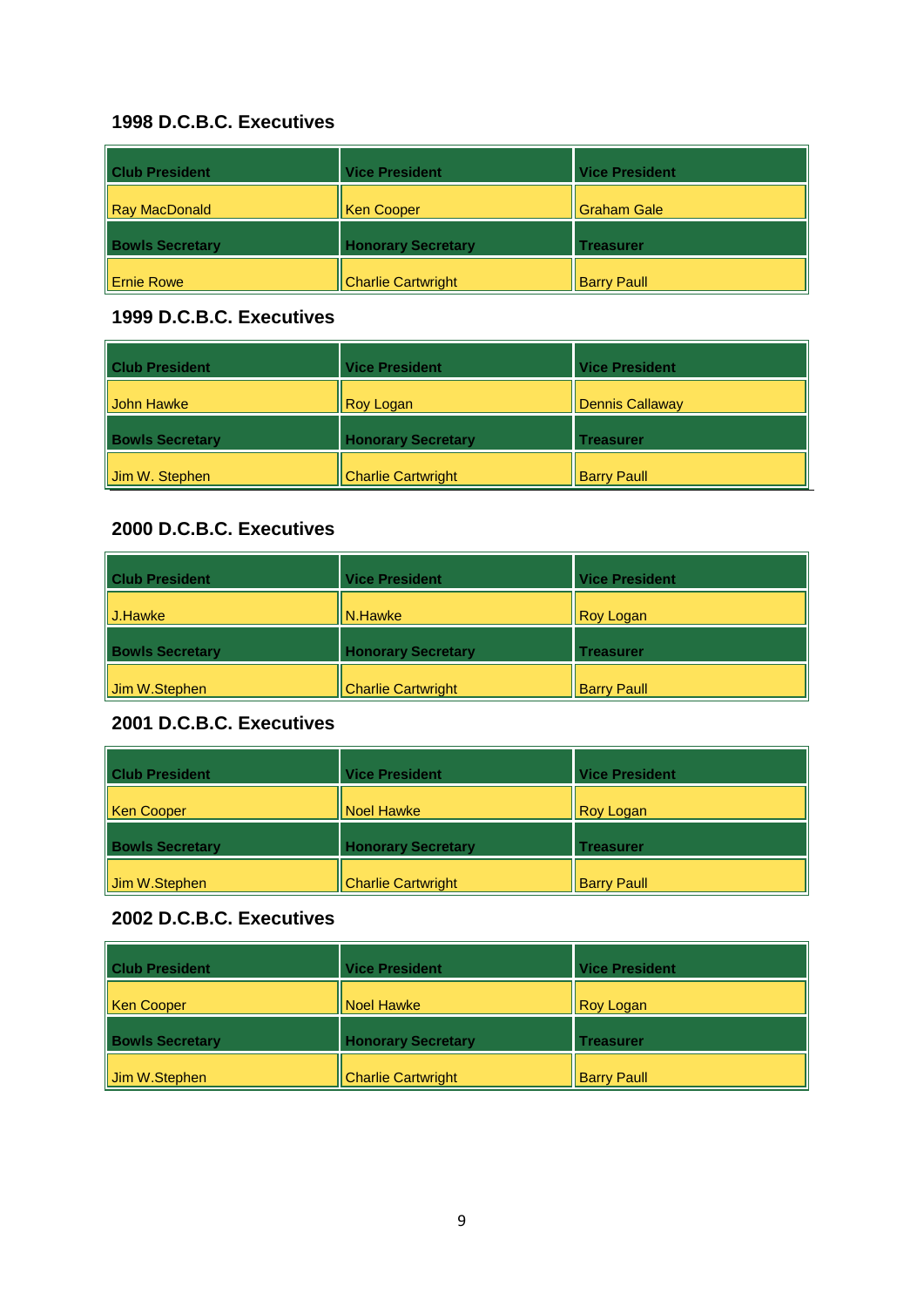### 1998 D.C.B.C. Executives

| Club President | Vice President | Vice President |
|---|---|---|
| Ray MacDonald | Ken Cooper | Graham Gale |
| **Bowls Secretary** | **Honorary Secretary** | **Treasurer** |
| Ernie Rowe | Charlie Cartwright | Barry Paull |

### 1999 D.C.B.C. Executives

| Club President | Vice President | Vice President |
|---|---|---|
| John Hawke | Roy Logan | Dennis Callaway |
| **Bowls Secretary** | **Honorary Secretary** | **Treasurer** |
| Jim W. Stephen | Charlie Cartwright | Barry Paull |

### 2000 D.C.B.C. Executives

| Club President | Vice President | Vice President |
|---|---|---|
| J.Hawke | N.Hawke | Roy Logan |
| **Bowls Secretary** | **Honorary Secretary** | **Treasurer** |
| Jim W.Stephen | Charlie Cartwright | Barry Paull |

### 2001 D.C.B.C. Executives

| Club President | Vice President | Vice President |
|---|---|---|
| Ken Cooper | Noel Hawke | Roy Logan |
| **Bowls Secretary** | **Honorary Secretary** | **Treasurer** |
| Jim W.Stephen | Charlie Cartwright | Barry Paull |

### 2002 D.C.B.C. Executives

| Club President | Vice President | Vice President |
|---|---|---|
| Ken Cooper | Noel Hawke | Roy Logan |
| **Bowls Secretary** | **Honorary Secretary** | **Treasurer** |
| Jim W.Stephen | Charlie Cartwright | Barry Paull |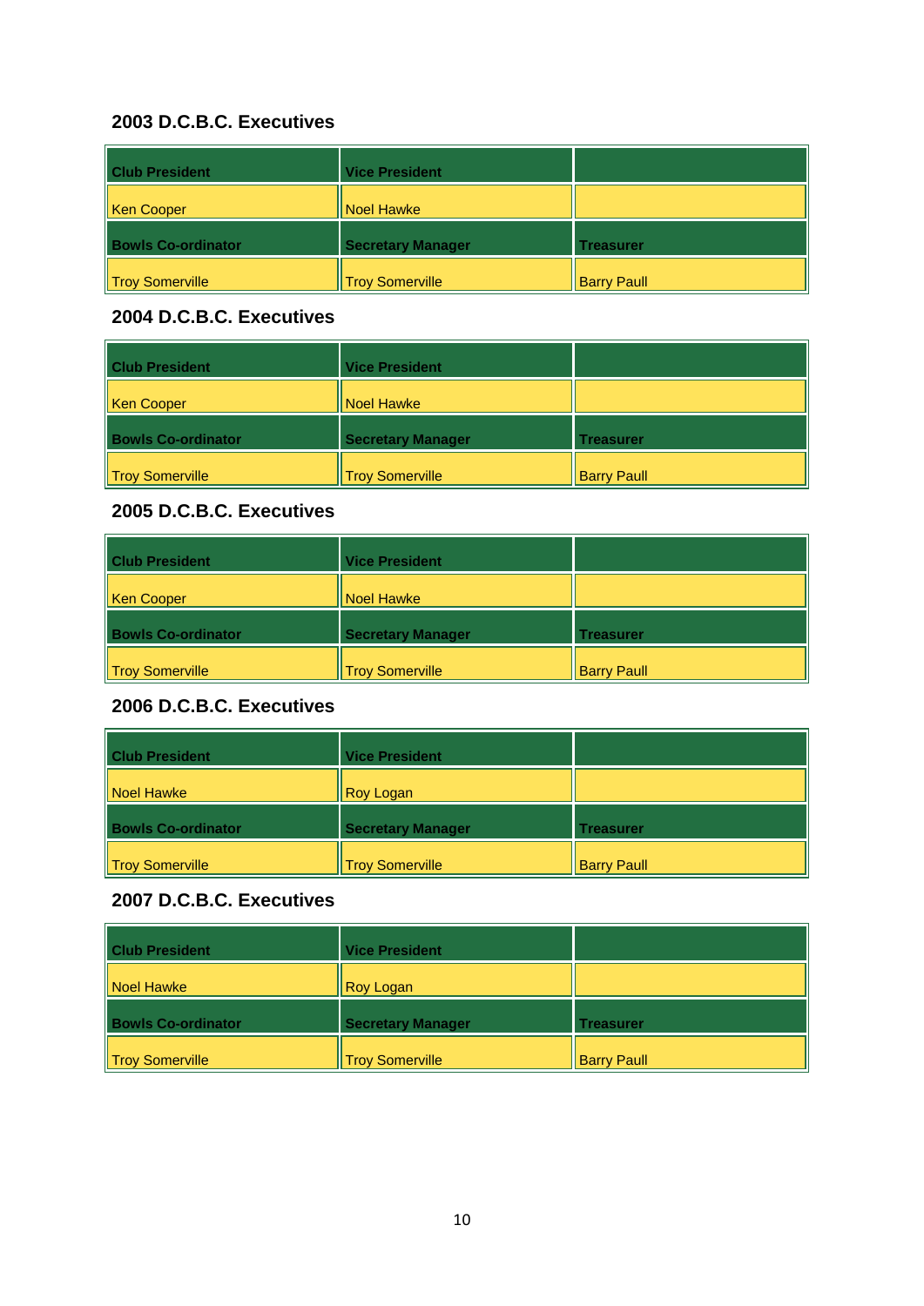## 2003 D.C.B.C. Executives

| Club President | Vice President | |
|---|---|---|
| Ken Cooper | Noel Hawke | |
| **Bowls Co-ordinator** | **Secretary Manager** | **Treasurer** |
| Troy Somerville | Troy Somerville | Barry Paull |

## 2004 D.C.B.C. Executives

| Club President | Vice President | |
|---|---|---|
| Ken Cooper | Noel Hawke | |
| **Bowls Co-ordinator** | **Secretary Manager** | **Treasurer** |
| Troy Somerville | Troy Somerville | Barry Paull |

## 2005 D.C.B.C. Executives

| Club President | Vice President | |
|---|---|---|
| Ken Cooper | Noel Hawke | |
| **Bowls Co-ordinator** | **Secretary Manager** | **Treasurer** |
| Troy Somerville | Troy Somerville | Barry Paull |

## 2006 D.C.B.C. Executives

| Club President | Vice President | |
|---|---|---|
| Noel Hawke | Roy Logan | |
| **Bowls Co-ordinator** | **Secretary Manager** | **Treasurer** |
| Troy Somerville | Troy Somerville | Barry Paull |

## 2007 D.C.B.C. Executives

| Club President | Vice President | |
|---|---|---|
| Noel Hawke | Roy Logan | |
| **Bowls Co-ordinator** | **Secretary Manager** | **Treasurer** |
| Troy Somerville | Troy Somerville | Barry Paull |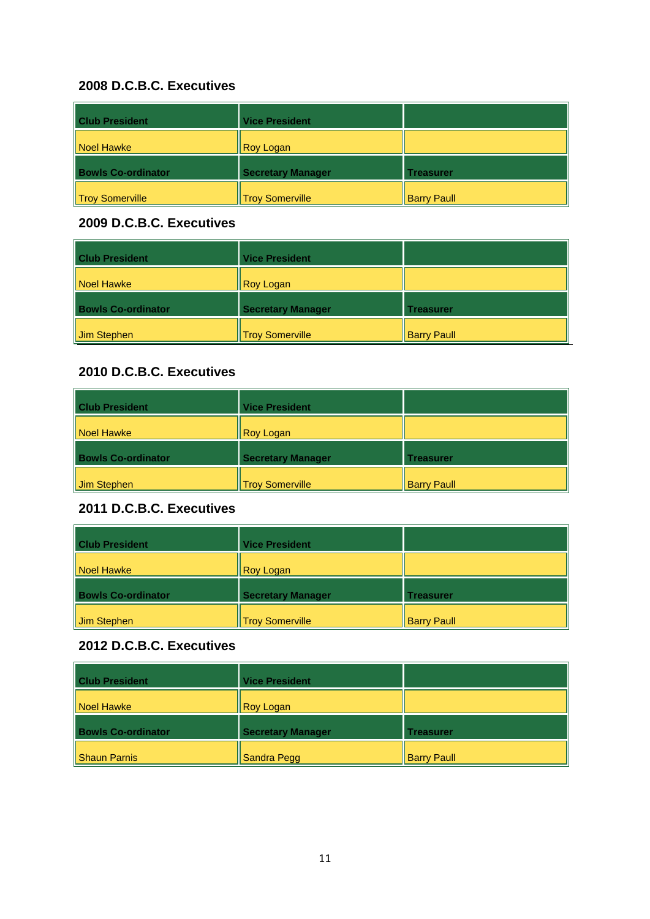### 2008 D.C.B.C. Executives

| Club President | Vice President | |
|---|---|---|
| Noel Hawke | Roy Logan | |
| **Bowls Co-ordinator** | **Secretary Manager** | **Treasurer** |
| Troy Somerville | Troy Somerville | Barry Paull |

### 2009 D.C.B.C. Executives

| Club President | Vice President | |
|---|---|---|
| Noel Hawke | Roy Logan | |
| **Bowls Co-ordinator** | **Secretary Manager** | **Treasurer** |
| Jim Stephen | Troy Somerville | Barry Paull |

### 2010 D.C.B.C. Executives

| Club President | Vice President | |
|---|---|---|
| Noel Hawke | Roy Logan | |
| **Bowls Co-ordinator** | **Secretary Manager** | **Treasurer** |
| Jim Stephen | Troy Somerville | Barry Paull |

### 2011 D.C.B.C. Executives

| Club President | Vice President | |
|---|---|---|
| Noel Hawke | Roy Logan | |
| **Bowls Co-ordinator** | **Secretary Manager** | **Treasurer** |
| Jim Stephen | Troy Somerville | Barry Paull |

### 2012 D.C.B.C. Executives

| Club President | Vice President | |
|---|---|---|
| Noel Hawke | Roy Logan | |
| **Bowls Co-ordinator** | **Secretary Manager** | **Treasurer** |
| Shaun Parnis | Sandra Pegg | Barry Paull |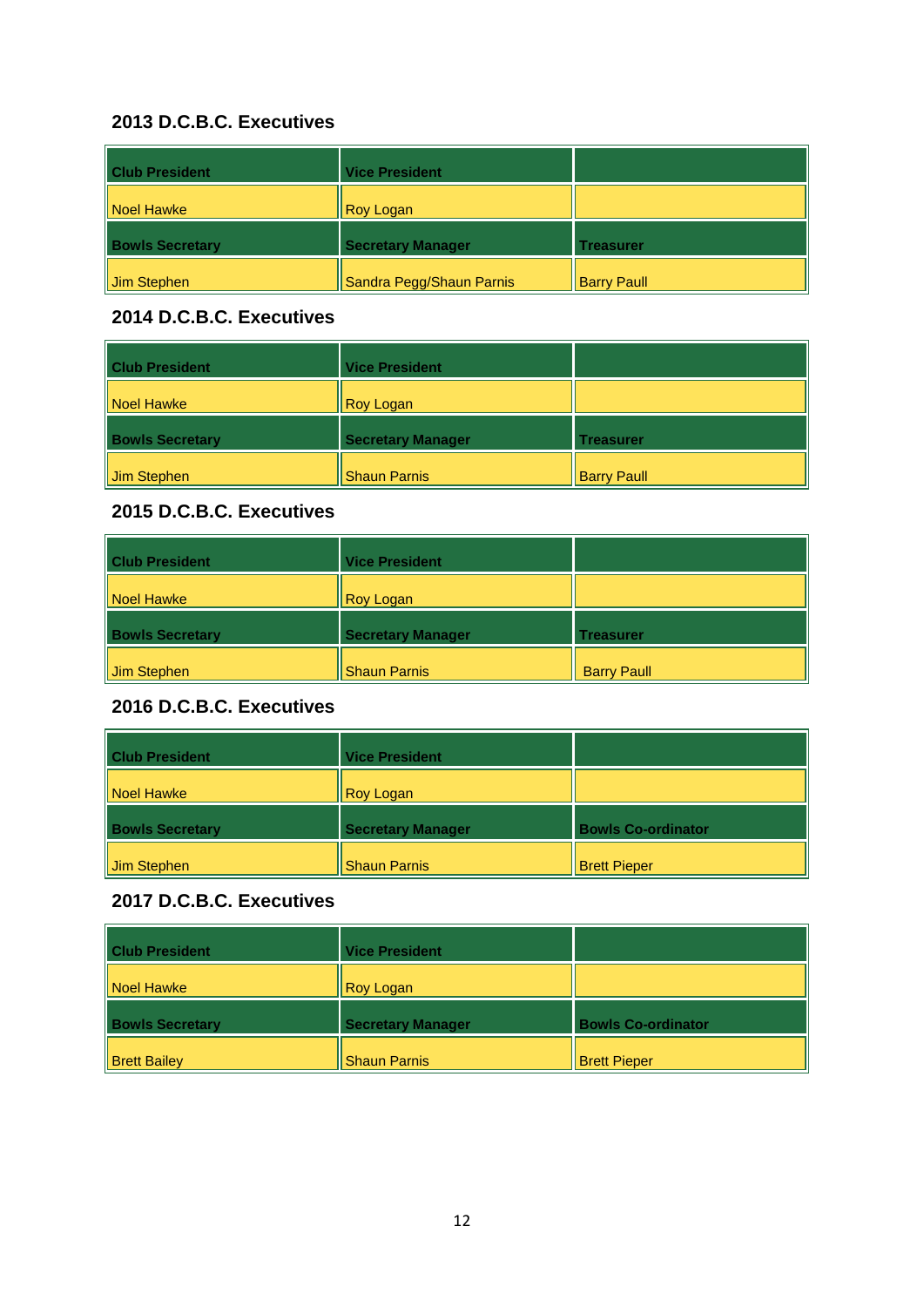## 2013 D.C.B.C. Executives

| Club President | Vice President | |
|---|---|---|
| Noel Hawke | Roy Logan | |
| **Bowls Secretary** | **Secretary Manager** | **Treasurer** |
| Jim Stephen | Sandra Pegg/Shaun Parnis | Barry Paull |

## 2014 D.C.B.C. Executives

| Club President | Vice President | |
|---|---|---|
| Noel Hawke | Roy Logan | |
| **Bowls Secretary** | **Secretary Manager** | **Treasurer** |
| Jim Stephen | Shaun Parnis | Barry Paull |

## 2015 D.C.B.C. Executives

| Club President | Vice President | |
|---|---|---|
| Noel Hawke | Roy Logan | |
| **Bowls Secretary** | **Secretary Manager** | **Treasurer** |
| Jim Stephen | Shaun Parnis | Barry Paull |

## 2016 D.C.B.C. Executives

| Club President | Vice President | |
|---|---|---|
| Noel Hawke | Roy Logan | |
| **Bowls Secretary** | **Secretary Manager** | **Bowls Co-ordinator** |
| Jim Stephen | Shaun Parnis | Brett Pieper |

## 2017 D.C.B.C. Executives

| Club President | Vice President | |
|---|---|---|
| Noel Hawke | Roy Logan | |
| **Bowls Secretary** | **Secretary Manager** | **Bowls Co-ordinator** |
| Brett Bailey | Shaun Parnis | Brett Pieper |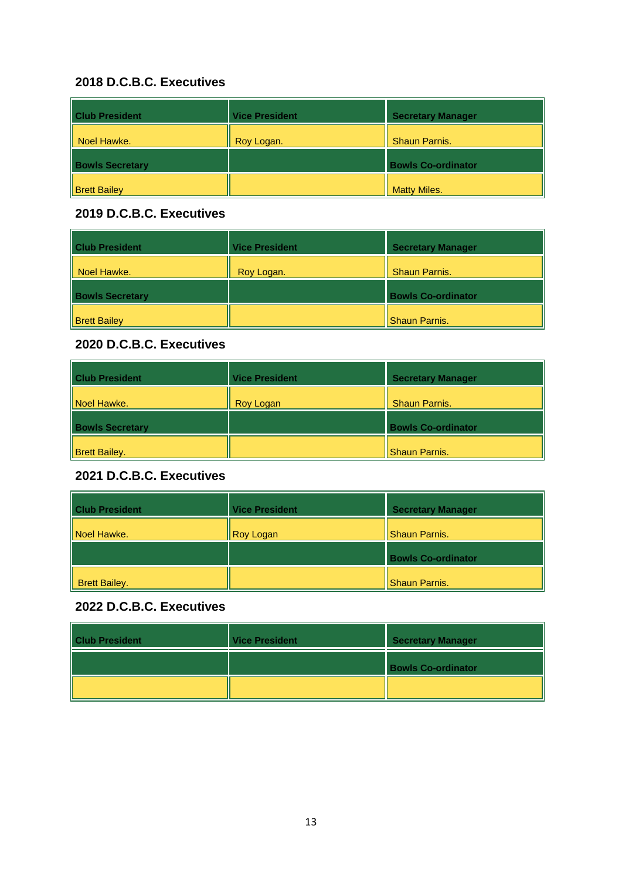### 2018 D.C.B.C. Executives

| | | |
|---|---|---|
| **Club President** | **Vice President** | **Secretary Manager** |
| Noel Hawke. | Roy Logan. | Shaun Parnis. |
| **Bowls Secretary** | | **Bowls Co-ordinator** |
| Brett Bailey | | Matty Miles. |

### 2019 D.C.B.C. Executives

| | | |
|---|---|---|
| **Club President** | **Vice President** | **Secretary Manager** |
| Noel Hawke. | Roy Logan. | Shaun Parnis. |
| **Bowls Secretary** | | **Bowls Co-ordinator** |
| Brett Bailey | | Shaun Parnis. |

### 2020 D.C.B.C. Executives

| | | |
|---|---|---|
| **Club President** | **Vice President** | **Secretary Manager** |
| Noel Hawke. | Roy Logan | Shaun Parnis. |
| **Bowls Secretary** | | **Bowls Co-ordinator** |
| Brett Bailey. | | Shaun Parnis. |

### 2021 D.C.B.C. Executives

| | | |
|---|---|---|
| **Club President** | **Vice President** | **Secretary Manager** |
| Noel Hawke. | Roy Logan | Shaun Parnis. |
| | | **Bowls Co-ordinator** |
| Brett Bailey. | | Shaun Parnis. |

### 2022 D.C.B.C. Executives

| | | |
|---|---|---|
| **Club President** | **Vice President** | **Secretary Manager** |
| | | **Bowls Co-ordinator** |
| | | |